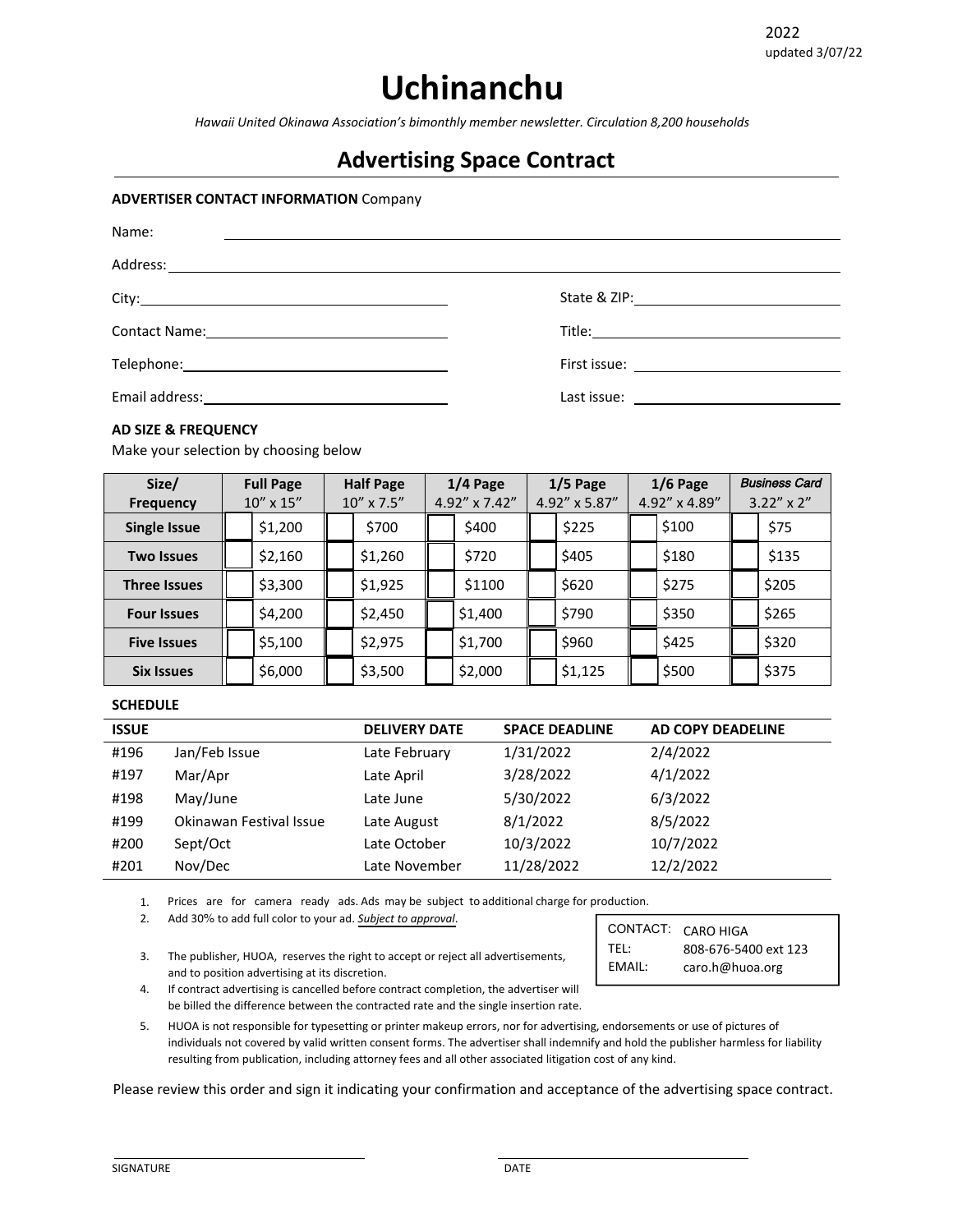2022
updated 3/07/22

# Uchinanchu

*Hawaii United Okinawa Association's bimonthly member newsletter. Circulation 8,200 households*

## Advertising Space Contract

**ADVERTISER CONTACT INFORMATION** Company

Name: ______________________________

Address: ______________________________

City: ______________________________ State & ZIP: ______________________________

Contact Name: ______________________________ Title: ______________________________

Telephone: ______________________________ First issue: ______________________________

Email address: ______________________________ Last issue: ______________________________

**AD SIZE & FREQUENCY**

Make your selection by choosing below

| Size/ Frequency | Full Page 10" x 15" | Half Page 10" x 7.5" | 1/4 Page 4.92" x 7.42" | 1/5 Page 4.92" x 5.87" | 1/6 Page 4.92" x 4.89" | *Business Card* 3.22" x 2" |
|---|---|---|---|---|---|---|
| **Single Issue** | ☐ $1,200 | ☐ $700 | ☐ $400 | ☐ $225 | ☐ $100 | ☐ $75 |
| **Two Issues** | ☐ $2,160 | ☐ $1,260 | ☐ $720 | ☐ $405 | ☐ $180 | ☐ $135 |
| **Three Issues** | ☐ $3,300 | ☐ $1,925 | ☐ $1100 | ☐ $620 | ☐ $275 | ☐ $205 |
| **Four Issues** | ☐ $4,200 | ☐ $2,450 | ☐ $1,400 | ☐ $790 | ☐ $350 | ☐ $265 |
| **Five Issues** | ☐ $5,100 | ☐ $2,975 | ☐ $1,700 | ☐ $960 | ☐ $425 | ☐ $320 |
| **Six Issues** | ☐ $6,000 | ☐ $3,500 | ☐ $2,000 | ☐ $1,125 | ☐ $500 | ☐ $375 |

**SCHEDULE**

| ISSUE | | DELIVERY DATE | SPACE DEADLINE | AD COPY DEADELINE |
|---|---|---|---|---|
| #196 | Jan/Feb Issue | Late February | 1/31/2022 | 2/4/2022 |
| #197 | Mar/Apr | Late April | 3/28/2022 | 4/1/2022 |
| #198 | May/June | Late June | 5/30/2022 | 6/3/2022 |
| #199 | Okinawan Festival Issue | Late August | 8/1/2022 | 8/5/2022 |
| #200 | Sept/Oct | Late October | 10/3/2022 | 10/7/2022 |
| #201 | Nov/Dec | Late November | 11/28/2022 | 12/2/2022 |

1. Prices are for camera ready ads. Ads may be subject to additional charge for production.
2. Add 30% to add full color to your ad. ***Subject to approval***.
3. The publisher, HUOA, reserves the right to accept or reject all advertisements, and to position advertising at its discretion.
4. If contract advertising is cancelled before contract completion, the advertiser will be billed the difference between the contracted rate and the single insertion rate.
5. HUOA is not responsible for typesetting or printer makeup errors, nor for advertising, endorsements or use of pictures of individuals not covered by valid written consent forms. The advertiser shall indemnify and hold the publisher harmless for liability resulting from publication, including attorney fees and all other associated litigation cost of any kind.

CONTACT: CARO HIGA
TEL: 808-676-5400 ext 123
EMAIL: caro.h@huoa.org

Please review this order and sign it indicating your confirmation and acceptance of the advertising space contract.

______________________________ SIGNATURE

______________________________ DATE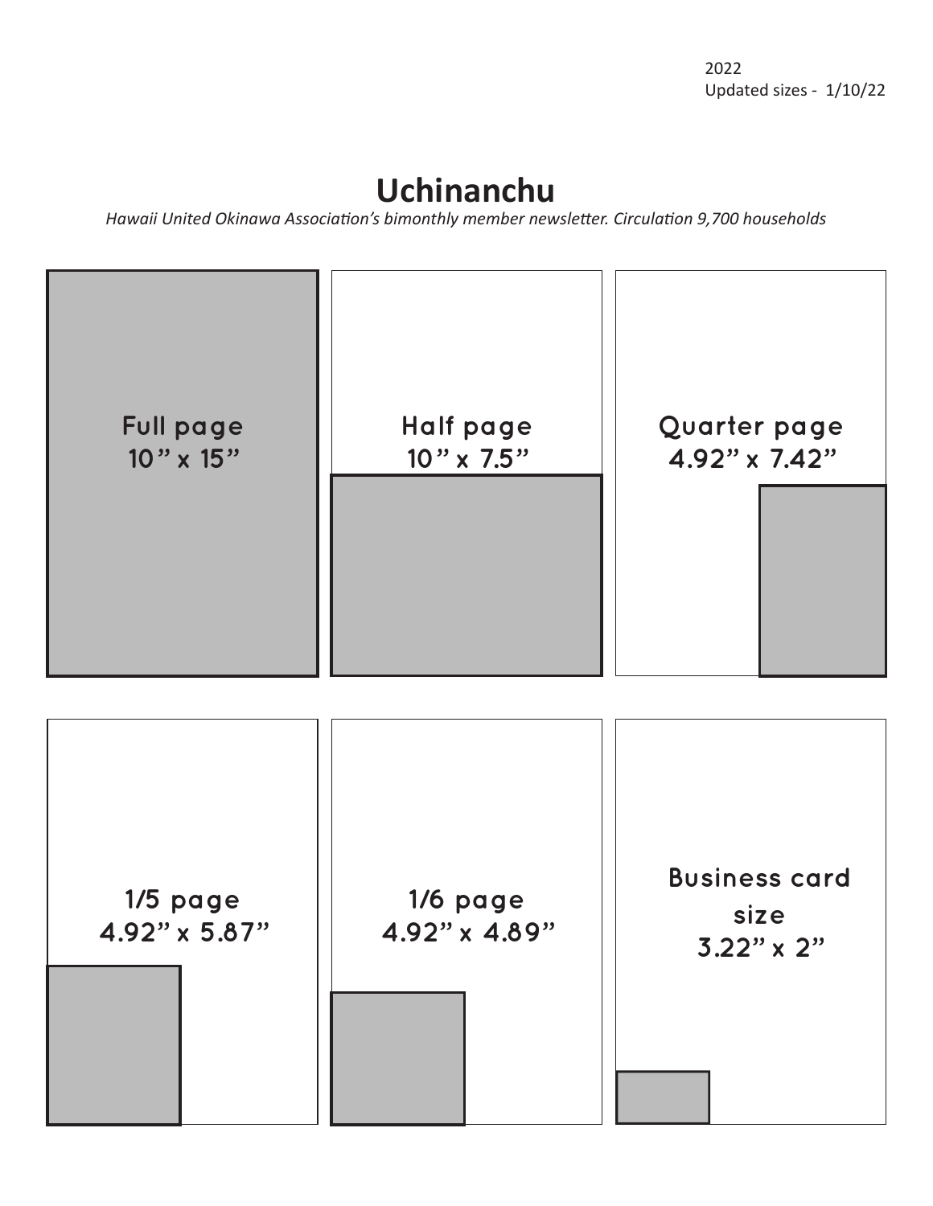2022
Updated sizes - 1/10/22

# Uchinanchu

*Hawaii United Okinawa Association's bimonthly member newsletter. Circulation 9,700 households*

Full page
10" x 15"

Half page
10" x 7.5"

Quarter page
4.92" x 7.42"

1/5 page
4.92" x 5.87"

1/6 page
4.92" x 4.89"

Business card size
3.22" x 2"